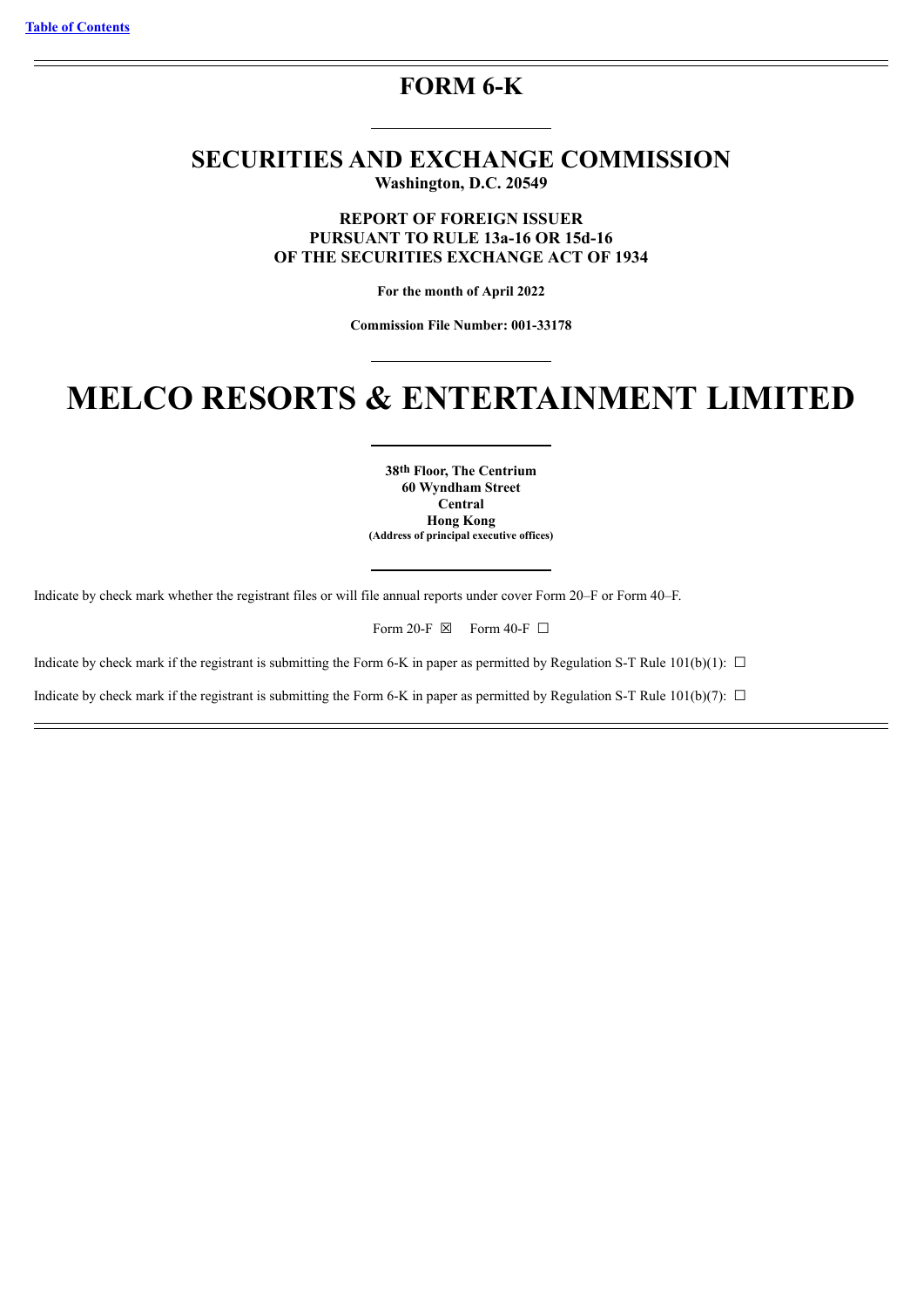[Table of Contents](#)

# FORM 6-K

## SECURITIES AND EXCHANGE COMMISSION

**Washington, D.C. 20549**

**REPORT OF FOREIGN ISSUER**
**PURSUANT TO RULE 13a-16 OR 15d-16**
**OF THE SECURITIES EXCHANGE ACT OF 1934**

**For the month of April 2022**

**Commission File Number: 001-33178**

# MELCO RESORTS & ENTERTAINMENT LIMITED

**38th Floor, The Centrium**
**60 Wyndham Street**
**Central**
**Hong Kong**
**(Address of principal executive offices)**

Indicate by check mark whether the registrant files or will file annual reports under cover Form 20–F or Form 40–F.

Form 20-F ☒ Form 40-F ☐

Indicate by check mark if the registrant is submitting the Form 6-K in paper as permitted by Regulation S-T Rule 101(b)(1): ☐

Indicate by check mark if the registrant is submitting the Form 6-K in paper as permitted by Regulation S-T Rule 101(b)(7): ☐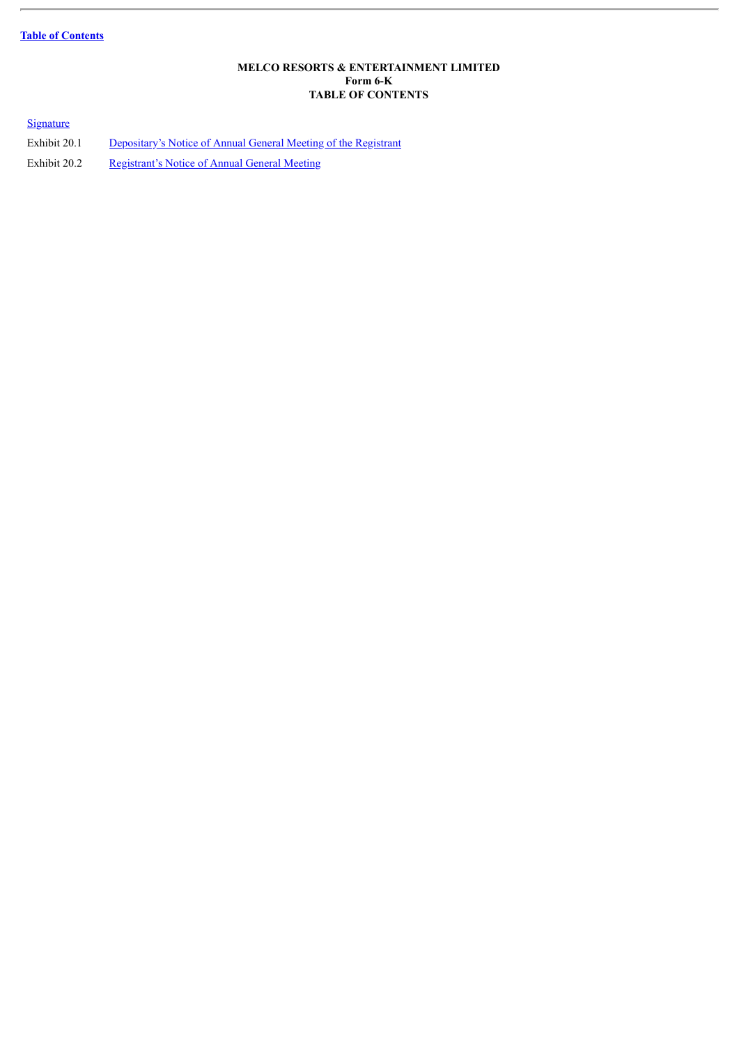[Table of Contents](#)

**MELCO RESORTS & ENTERTAINMENT LIMITED**
**Form 6-K**
**TABLE OF CONTENTS**

[Signature](#)

| | |
|---|---|
| Exhibit 20.1 | [Depositary's Notice of Annual General Meeting of the Registrant](#) |
| Exhibit 20.2 | [Registrant's Notice of Annual General Meeting](#) |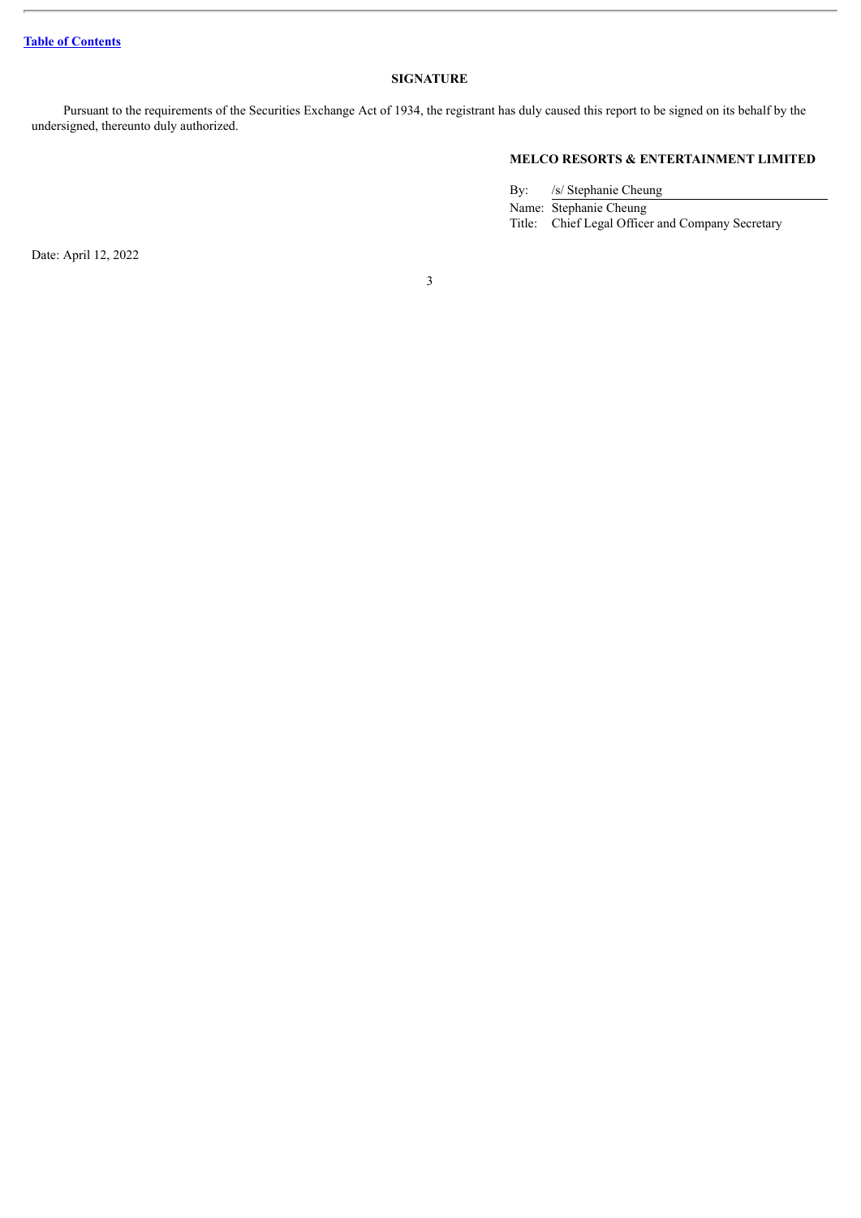[Table of Contents](#)

## SIGNATURE

Pursuant to the requirements of the Securities Exchange Act of 1934, the registrant has duly caused this report to be signed on its behalf by the undersigned, thereunto duly authorized.

**MELCO RESORTS & ENTERTAINMENT LIMITED**

| | |
|---|---|
| By: | /s/ Stephanie Cheung |
| Name: | Stephanie Cheung |
| Title: | Chief Legal Officer and Company Secretary |

Date: April 12, 2022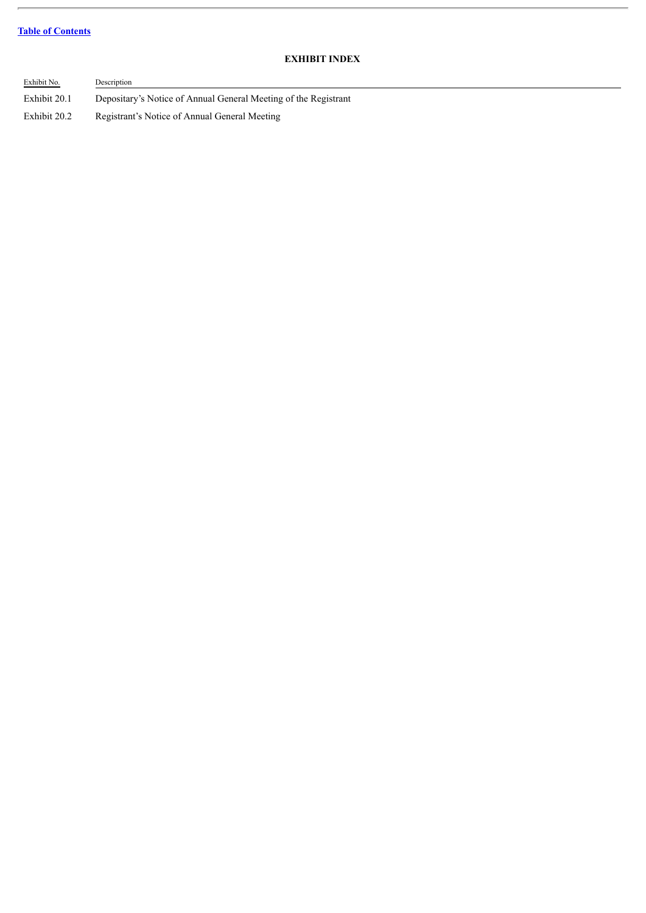[Table of Contents]

**EXHIBIT INDEX**

| Exhibit No. | Description |
| --- | --- |
| Exhibit 20.1 | Depositary's Notice of Annual General Meeting of the Registrant |
| Exhibit 20.2 | Registrant's Notice of Annual General Meeting |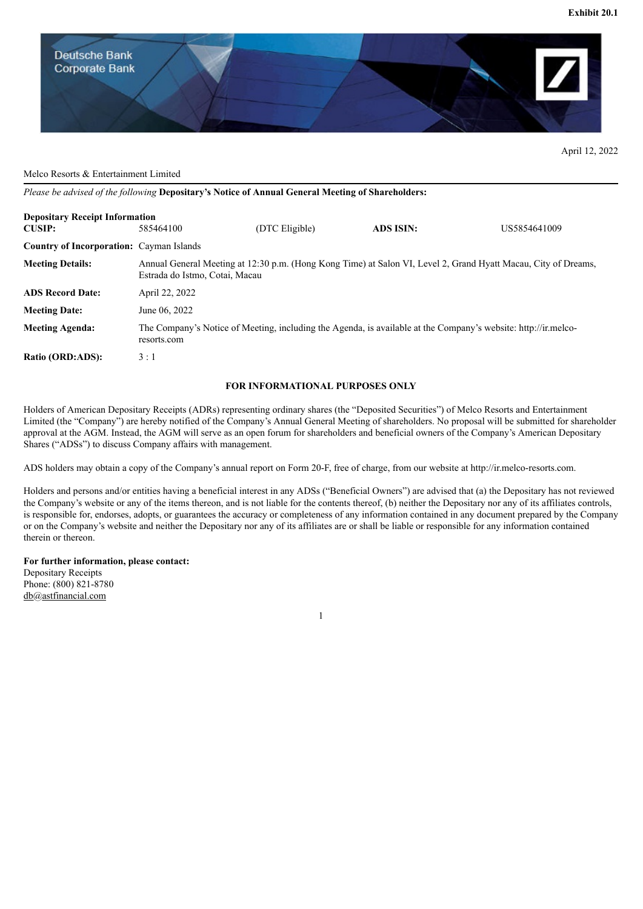**Exhibit 20.1**

Deutsche Bank
Corporate Bank

April 12, 2022

Melco Resorts & Entertainment Limited

*Please be advised of the following* **Depositary's Notice of Annual General Meeting of Shareholders:**

**Depositary Receipt Information**

| | | | | |
|---|---|---|---|---|
| **CUSIP:** | 585464100 | (DTC Eligible) | **ADS ISIN:** | US5854641009 |
| **Country of Incorporation:** | Cayman Islands | | | |
| **Meeting Details:** | Annual General Meeting at 12:30 p.m. (Hong Kong Time) at Salon VI, Level 2, Grand Hyatt Macau, City of Dreams, Estrada do Istmo, Cotai, Macau | | | |
| **ADS Record Date:** | April 22, 2022 | | | |
| **Meeting Date:** | June 06, 2022 | | | |
| **Meeting Agenda:** | The Company's Notice of Meeting, including the Agenda, is available at the Company's website: http://ir.melco-resorts.com | | | |
| **Ratio (ORD:ADS):** | 3 : 1 | | | |

**FOR INFORMATIONAL PURPOSES ONLY**

Holders of American Depositary Receipts (ADRs) representing ordinary shares (the "Deposited Securities") of Melco Resorts and Entertainment Limited (the "Company") are hereby notified of the Company's Annual General Meeting of shareholders. No proposal will be submitted for shareholder approval at the AGM. Instead, the AGM will serve as an open forum for shareholders and beneficial owners of the Company's American Depositary Shares ("ADSs") to discuss Company affairs with management.

ADS holders may obtain a copy of the Company's annual report on Form 20-F, free of charge, from our website at http://ir.melco-resorts.com.

Holders and persons and/or entities having a beneficial interest in any ADSs ("Beneficial Owners") are advised that (a) the Depositary has not reviewed the Company's website or any of the items thereon, and is not liable for the contents thereof, (b) neither the Depositary nor any of its affiliates controls, is responsible for, endorses, adopts, or guarantees the accuracy or completeness of any information contained in any document prepared by the Company or on the Company's website and neither the Depositary nor any of its affiliates are or shall be liable or responsible for any information contained therein or thereon.

**For further information, please contact:**
Depositary Receipts
Phone: (800) 821-8780
db@astfinancial.com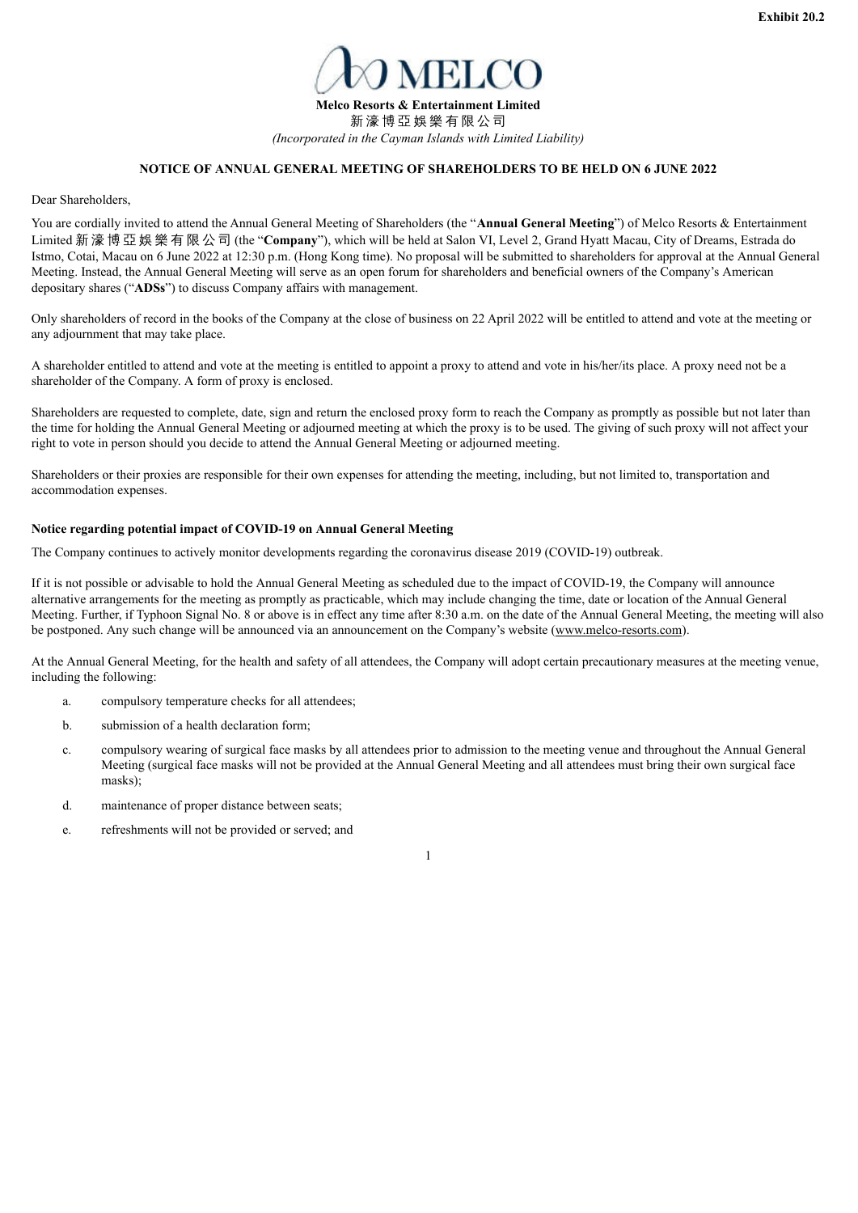**Exhibit 20.2**

**Melco Resorts & Entertainment Limited**
新濠博亞娛樂有限公司
*(Incorporated in the Cayman Islands with Limited Liability)*

**NOTICE OF ANNUAL GENERAL MEETING OF SHAREHOLDERS TO BE HELD ON 6 JUNE 2022**

Dear Shareholders,

You are cordially invited to attend the Annual General Meeting of Shareholders (the "**Annual General Meeting**") of Melco Resorts & Entertainment Limited 新濠博亞娛樂有限公司 (the "**Company**"), which will be held at Salon VI, Level 2, Grand Hyatt Macau, City of Dreams, Estrada do Istmo, Cotai, Macau on 6 June 2022 at 12:30 p.m. (Hong Kong time). No proposal will be submitted to shareholders for approval at the Annual General Meeting. Instead, the Annual General Meeting will serve as an open forum for shareholders and beneficial owners of the Company's American depositary shares ("**ADSs**") to discuss Company affairs with management.

Only shareholders of record in the books of the Company at the close of business on 22 April 2022 will be entitled to attend and vote at the meeting or any adjournment that may take place.

A shareholder entitled to attend and vote at the meeting is entitled to appoint a proxy to attend and vote in his/her/its place. A proxy need not be a shareholder of the Company. A form of proxy is enclosed.

Shareholders are requested to complete, date, sign and return the enclosed proxy form to reach the Company as promptly as possible but not later than the time for holding the Annual General Meeting or adjourned meeting at which the proxy is to be used. The giving of such proxy will not affect your right to vote in person should you decide to attend the Annual General Meeting or adjourned meeting.

Shareholders or their proxies are responsible for their own expenses for attending the meeting, including, but not limited to, transportation and accommodation expenses.

**Notice regarding potential impact of COVID-19 on Annual General Meeting**

The Company continues to actively monitor developments regarding the coronavirus disease 2019 (COVID-19) outbreak.

If it is not possible or advisable to hold the Annual General Meeting as scheduled due to the impact of COVID-19, the Company will announce alternative arrangements for the meeting as promptly as practicable, which may include changing the time, date or location of the Annual General Meeting. Further, if Typhoon Signal No. 8 or above is in effect any time after 8:30 a.m. on the date of the Annual General Meeting, the meeting will also be postponed. Any such change will be announced via an announcement on the Company's website (www.melco-resorts.com).

At the Annual General Meeting, for the health and safety of all attendees, the Company will adopt certain precautionary measures at the meeting venue, including the following:

a. compulsory temperature checks for all attendees;

b. submission of a health declaration form;

c. compulsory wearing of surgical face masks by all attendees prior to admission to the meeting venue and throughout the Annual General Meeting (surgical face masks will not be provided at the Annual General Meeting and all attendees must bring their own surgical face masks);

d. maintenance of proper distance between seats;

e. refreshments will not be provided or served; and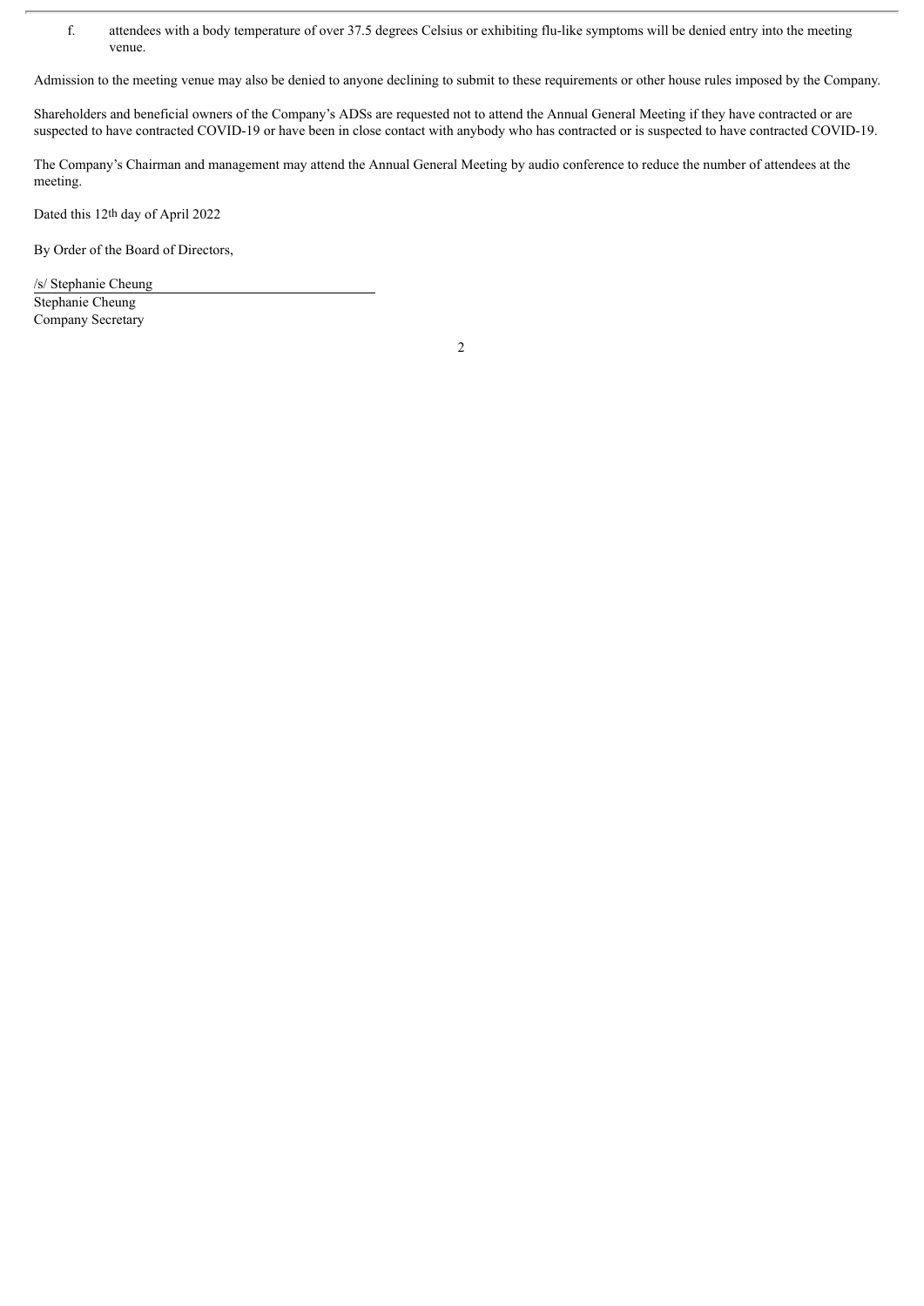f. attendees with a body temperature of over 37.5 degrees Celsius or exhibiting flu-like symptoms will be denied entry into the meeting venue.

Admission to the meeting venue may also be denied to anyone declining to submit to these requirements or other house rules imposed by the Company.

Shareholders and beneficial owners of the Company's ADSs are requested not to attend the Annual General Meeting if they have contracted or are suspected to have contracted COVID-19 or have been in close contact with anybody who has contracted or is suspected to have contracted COVID-19.

The Company's Chairman and management may attend the Annual General Meeting by audio conference to reduce the number of attendees at the meeting.

Dated this 12th day of April 2022

By Order of the Board of Directors,

/s/ Stephanie Cheung

Stephanie Cheung
Company Secretary